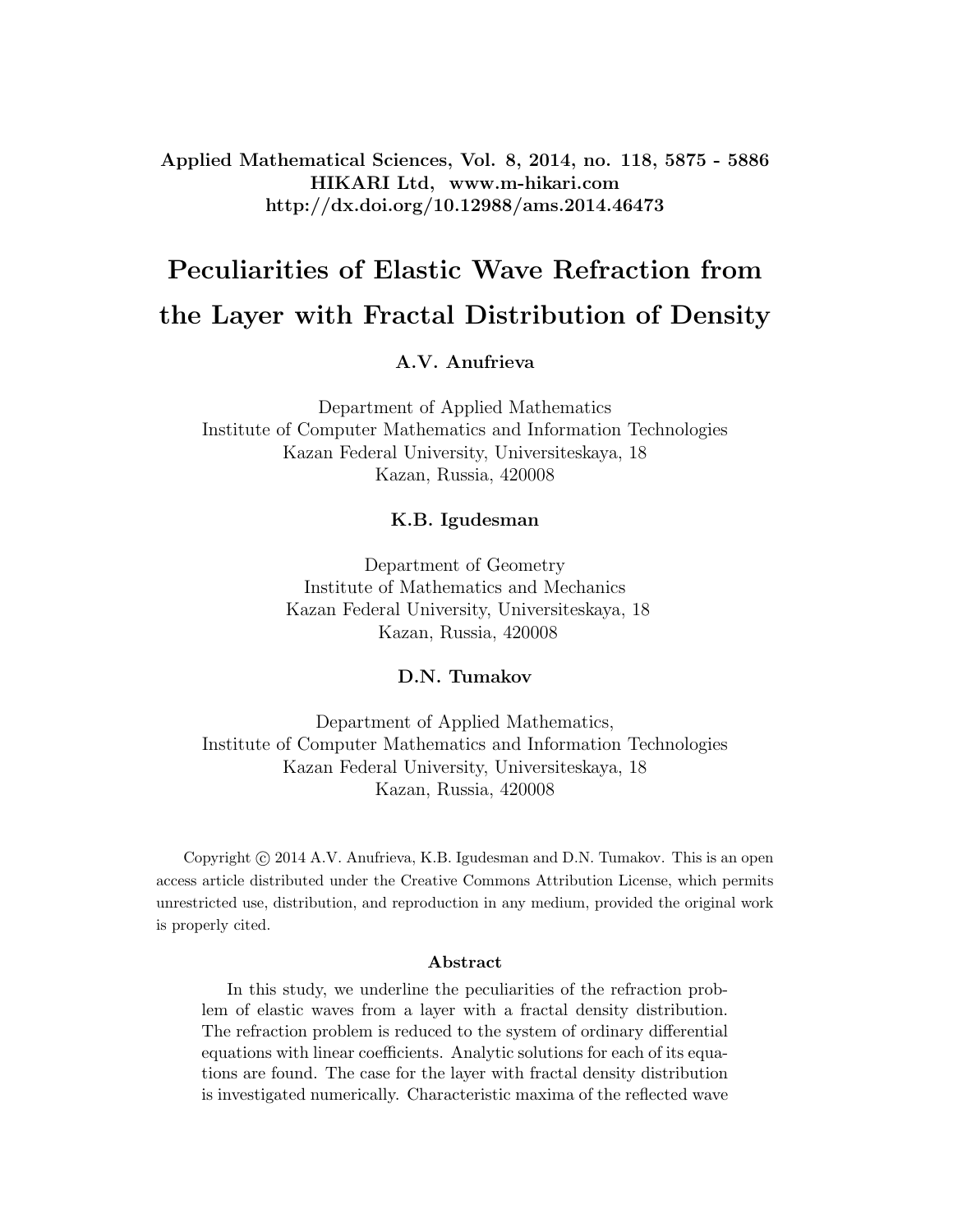Applied Mathematical Sciences, Vol. 8, 2014, no. 118, 5875 - 5886
HIKARI Ltd, www.m-hikari.com
http://dx.doi.org/10.12988/ams.2014.46473

# Peculiarities of Elastic Wave Refraction from the Layer with Fractal Distribution of Density

**A.V. Anufrieva**

Department of Applied Mathematics
Institute of Computer Mathematics and Information Technologies
Kazan Federal University, Universiteskaya, 18
Kazan, Russia, 420008

**K.B. Igudesman**

Department of Geometry
Institute of Mathematics and Mechanics
Kazan Federal University, Universiteskaya, 18
Kazan, Russia, 420008

**D.N. Tumakov**

Department of Applied Mathematics,
Institute of Computer Mathematics and Information Technologies
Kazan Federal University, Universiteskaya, 18
Kazan, Russia, 420008

Copyright © 2014 A.V. Anufrieva, K.B. Igudesman and D.N. Tumakov. This is an open access article distributed under the Creative Commons Attribution License, which permits unrestricted use, distribution, and reproduction in any medium, provided the original work is properly cited.

### Abstract

In this study, we underline the peculiarities of the refraction problem of elastic waves from a layer with a fractal density distribution. The refraction problem is reduced to the system of ordinary differential equations with linear coefficients. Analytic solutions for each of its equations are found. The case for the layer with fractal density distribution is investigated numerically. Characteristic maxima of the reflected wave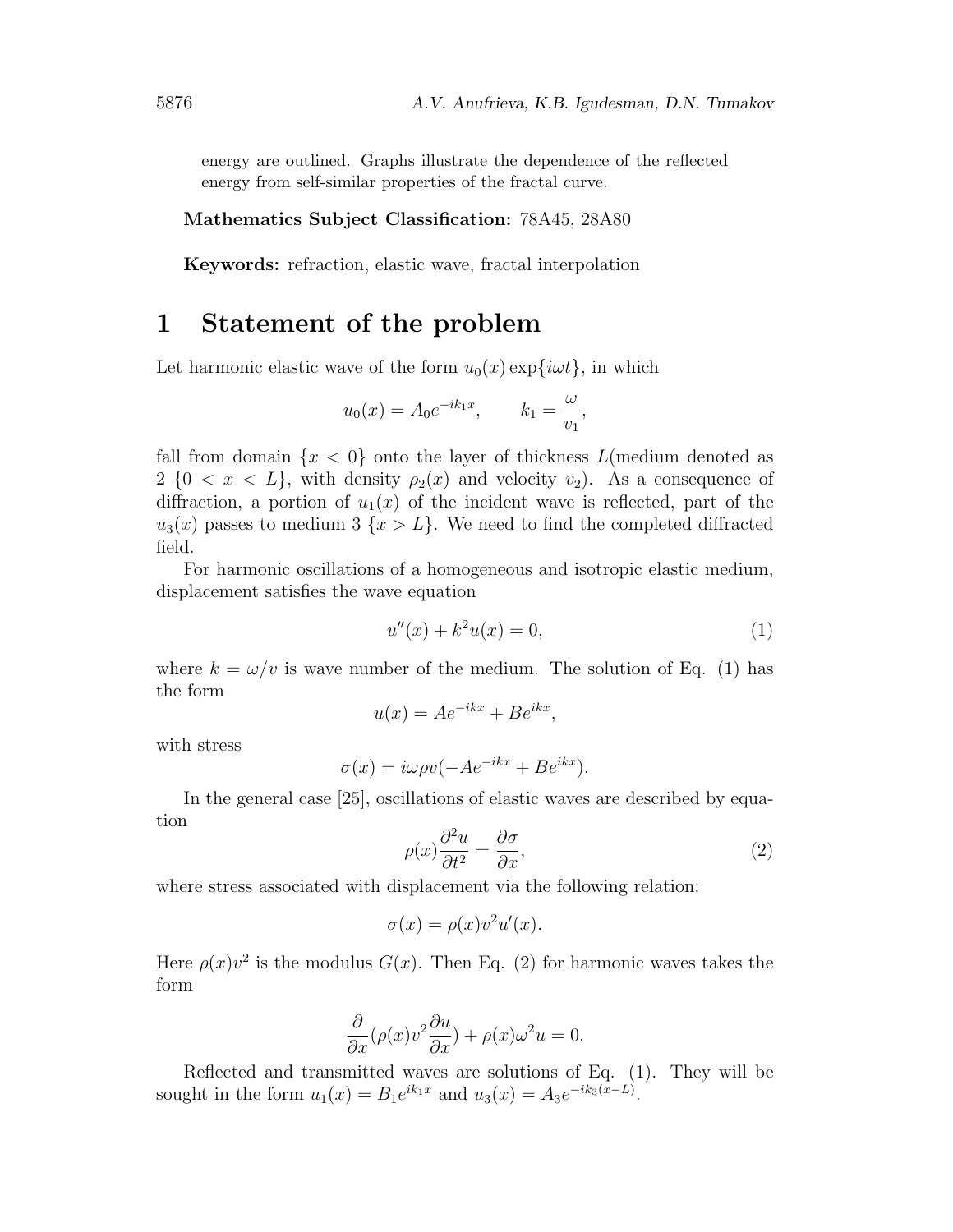energy are outlined. Graphs illustrate the dependence of the reflected energy from self-similar properties of the fractal curve.

**Mathematics Subject Classification:** 78A45, 28A80

**Keywords:** refraction, elastic wave, fractal interpolation

# 1 Statement of the problem

Let harmonic elastic wave of the form $u_0(x)\exp\{i\omega t\}$, in which

$$u_0(x) = A_0 e^{-ik_1 x}, \qquad k_1 = \frac{\omega}{v_1},$$

fall from domain $\{x < 0\}$ onto the layer of thickness $L$(medium denoted as 2 $\{0 < x < L\}$, with density $\rho_2(x)$ and velocity $v_2$). As a consequence of diffraction, a portion of $u_1(x)$ of the incident wave is reflected, part of the $u_3(x)$ passes to medium 3 $\{x > L\}$. We need to find the completed diffracted field.

For harmonic oscillations of a homogeneous and isotropic elastic medium, displacement satisfies the wave equation

$$u''(x) + k^2 u(x) = 0, \tag{1}$$

where $k = \omega/v$ is wave number of the medium. The solution of Eq. (1) has the form

$$u(x) = Ae^{-ikx} + Be^{ikx},$$

with stress

$$\sigma(x) = i\omega\rho v(-Ae^{-ikx} + Be^{ikx}).$$

In the general case [25], oscillations of elastic waves are described by equation

$$\rho(x)\frac{\partial^2 u}{\partial t^2} = \frac{\partial \sigma}{\partial x}, \tag{2}$$

where stress associated with displacement via the following relation:

$$\sigma(x) = \rho(x)v^2 u'(x).$$

Here $\rho(x)v^2$ is the modulus $G(x)$. Then Eq. (2) for harmonic waves takes the form

$$\frac{\partial}{\partial x}(\rho(x)v^2\frac{\partial u}{\partial x}) + \rho(x)\omega^2 u = 0.$$

Reflected and transmitted waves are solutions of Eq. (1). They will be sought in the form $u_1(x) = B_1 e^{ik_1 x}$ and $u_3(x) = A_3 e^{-ik_3(x-L)}$.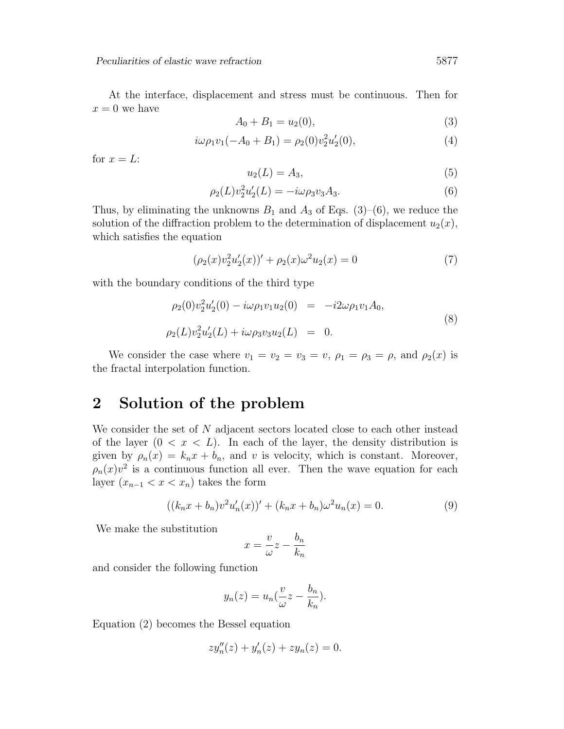At the interface, displacement and stress must be continuous. Then for $x = 0$ we have

$$A_0 + B_1 = u_2(0), \tag{3}$$

$$i\omega\rho_1 v_1(-A_0 + B_1) = \rho_2(0)v_2^2 u_2'(0), \tag{4}$$

for $x = L$:

$$u_2(L) = A_3, \tag{5}$$

$$\rho_2(L)v_2^2 u_2'(L) = -i\omega\rho_3 v_3 A_3. \tag{6}$$

Thus, by eliminating the unknowns $B_1$ and $A_3$ of Eqs. (3)–(6), we reduce the solution of the diffraction problem to the determination of displacement $u_2(x)$, which satisfies the equation

$$(\rho_2(x)v_2^2 u_2'(x))' + \rho_2(x)\omega^2 u_2(x) = 0 \tag{7}$$

with the boundary conditions of the third type

$$\begin{aligned} \rho_2(0)v_2^2 u_2'(0) - i\omega\rho_1 v_1 u_2(0) &= -i2\omega\rho_1 v_1 A_0, \\ \rho_2(L)v_2^2 u_2'(L) + i\omega\rho_3 v_3 u_2(L) &= 0. \end{aligned} \tag{8}$$

We consider the case where $v_1 = v_2 = v_3 = v$, $\rho_1 = \rho_3 = \rho$, and $\rho_2(x)$ is the fractal interpolation function.

## 2 Solution of the problem

We consider the set of $N$ adjacent sectors located close to each other instead of the layer ($0 < x < L$). In each of the layer, the density distribution is given by $\rho_n(x) = k_n x + b_n$, and $v$ is velocity, which is constant. Moreover, $\rho_n(x)v^2$ is a continuous function all ever. Then the wave equation for each layer ($x_{n-1} < x < x_n$) takes the form

$$((k_n x + b_n)v^2 u_n'(x))' + (k_n x + b_n)\omega^2 u_n(x) = 0. \tag{9}$$

We make the substitution

$$x = \frac{v}{\omega}z - \frac{b_n}{k_n}$$

and consider the following function

$$y_n(z) = u_n(\frac{v}{\omega}z - \frac{b_n}{k_n}).$$

Equation (2) becomes the Bessel equation

$$zy_n''(z) + y_n'(z) + zy_n(z) = 0.$$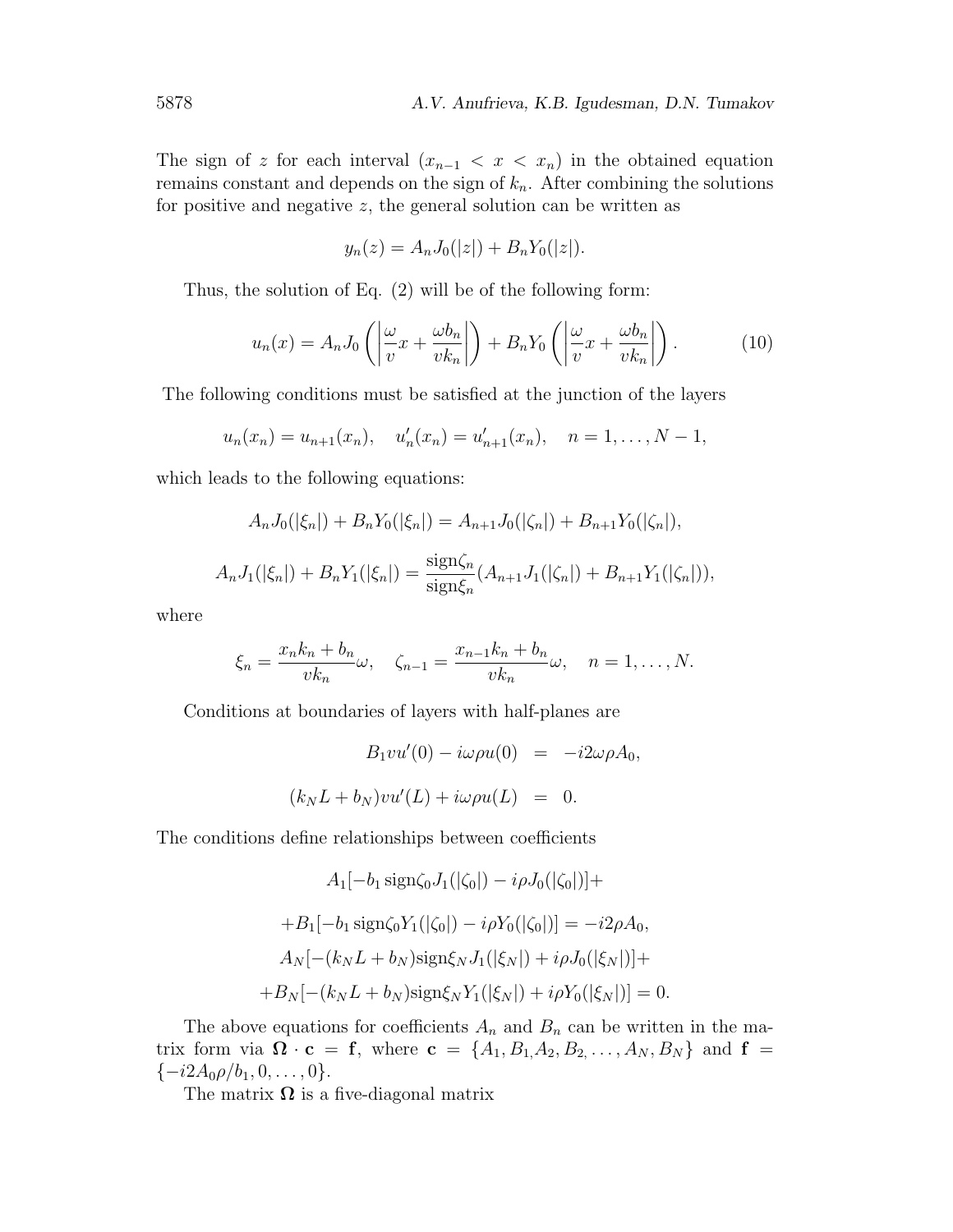The sign of $z$ for each interval $(x_{n-1} < x < x_n)$ in the obtained equation remains constant and depends on the sign of $k_n$. After combining the solutions for positive and negative $z$, the general solution can be written as

$$y_n(z) = A_n J_0(|z|) + B_n Y_0(|z|).$$

Thus, the solution of Eq. (2) will be of the following form:

$$u_n(x) = A_n J_0\left(\left|\frac{\omega}{v}x + \frac{\omega b_n}{v k_n}\right|\right) + B_n Y_0\left(\left|\frac{\omega}{v}x + \frac{\omega b_n}{v k_n}\right|\right). \tag{10}$$

The following conditions must be satisfied at the junction of the layers

$$u_n(x_n) = u_{n+1}(x_n), \quad u_n'(x_n) = u_{n+1}'(x_n), \quad n = 1, \ldots, N-1,$$

which leads to the following equations:

$$A_n J_0(|\xi_n|) + B_n Y_0(|\xi_n|) = A_{n+1} J_0(|\zeta_n|) + B_{n+1} Y_0(|\zeta_n|),$$

$$A_n J_1(|\xi_n|) + B_n Y_1(|\xi_n|) = \frac{\mathrm{sign}\zeta_n}{\mathrm{sign}\xi_n}(A_{n+1} J_1(|\zeta_n|) + B_{n+1} Y_1(|\zeta_n|)),$$

where

$$\xi_n = \frac{x_n k_n + b_n}{v k_n}\omega, \quad \zeta_{n-1} = \frac{x_{n-1} k_n + b_n}{v k_n}\omega, \quad n = 1, \ldots, N.$$

Conditions at boundaries of layers with half-planes are

$$B_1 v u'(0) - i\omega\rho u(0) = -i2\omega\rho A_0,$$

$$(k_N L + b_N) v u'(L) + i\omega\rho u(L) = 0.$$

The conditions define relationships between coefficients

$$A_1[-b_1\,\mathrm{sign}\zeta_0 J_1(|\zeta_0|) - i\rho J_0(|\zeta_0|)] +$$

$$+ B_1[-b_1\,\mathrm{sign}\zeta_0 Y_1(|\zeta_0|) - i\rho Y_0(|\zeta_0|)] = -i2\rho A_0,$$

$$A_N[-(k_N L + b_N)\mathrm{sign}\xi_N J_1(|\xi_N|) + i\rho J_0(|\xi_N|)] +$$

$$+ B_N[-(k_N L + b_N)\mathrm{sign}\xi_N Y_1(|\xi_N|) + i\rho Y_0(|\xi_N|)] = 0.$$

The above equations for coefficients $A_n$ and $B_n$ can be written in the matrix form via $\mathbf{\Omega} \cdot \mathbf{c} = \mathbf{f}$, where $\mathbf{c} = \{A_1, B_1, A_2, B_2, \ldots, A_N, B_N\}$ and $\mathbf{f} = \{-i2A_0\rho/b_1, 0, \ldots, 0\}$.

The matrix $\mathbf{\Omega}$ is a five-diagonal matrix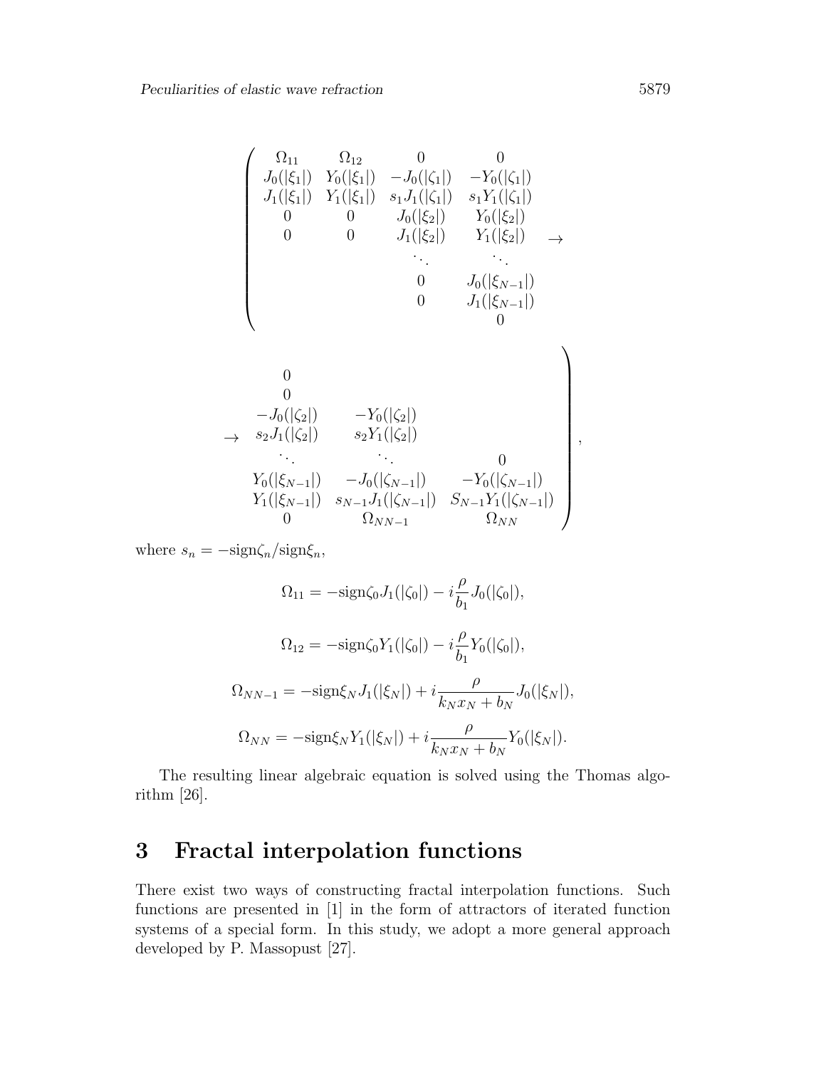$$
\left(
\begin{array}{cccc}
\Omega_{11} & \Omega_{12} & 0 & 0 \\
J_0(|\xi_1|) & Y_0(|\xi_1|) & -J_0(|\zeta_1|) & -Y_0(|\zeta_1|) \\
J_1(|\xi_1|) & Y_1(|\xi_1|) & s_1 J_1(|\zeta_1|) & s_1 Y_1(|\zeta_1|) \\
0 & 0 & J_0(|\xi_2|) & Y_0(|\xi_2|) \\
0 & 0 & J_1(|\xi_2|) & Y_1(|\xi_2|) \\
 & & \ddots & \ddots \\
 & & 0 & J_0(|\xi_{N-1}|) \\
 & & 0 & J_1(|\xi_{N-1}|) \\
 & & & 0
\end{array}
\right. \rightarrow
$$

$$
\rightarrow \left.
\begin{array}{ccc}
0 & & \\
0 & & \\
-J_0(|\zeta_2|) & -Y_0(|\zeta_2|) & \\
s_2 J_1(|\zeta_2|) & s_2 Y_1(|\zeta_2|) & \\
\ddots & \ddots & 0 \\
Y_0(|\xi_{N-1}|) & -J_0(|\zeta_{N-1}|) & -Y_0(|\zeta_{N-1}|) \\
Y_1(|\xi_{N-1}|) & s_{N-1} J_1(|\zeta_{N-1}|) & S_{N-1} Y_1(|\zeta_{N-1}|) \\
0 & \Omega_{NN-1} & \Omega_{NN}
\end{array}
\right),
$$

where $s_n = -\text{sign}\zeta_n/\text{sign}\xi_n$,

$$
\Omega_{11} = -\text{sign}\zeta_0 J_1(|\zeta_0|) - i\frac{\rho}{b_1} J_0(|\zeta_0|),
$$

$$
\Omega_{12} = -\text{sign}\zeta_0 Y_1(|\zeta_0|) - i\frac{\rho}{b_1} Y_0(|\zeta_0|),
$$

$$
\Omega_{NN-1} = -\text{sign}\xi_N J_1(|\xi_N|) + i\frac{\rho}{k_N x_N + b_N} J_0(|\xi_N|),
$$

$$
\Omega_{NN} = -\text{sign}\xi_N Y_1(|\xi_N|) + i\frac{\rho}{k_N x_N + b_N} Y_0(|\xi_N|).
$$

The resulting linear algebraic equation is solved using the Thomas algorithm [26].

# 3 Fractal interpolation functions

There exist two ways of constructing fractal interpolation functions. Such functions are presented in [1] in the form of attractors of iterated function systems of a special form. In this study, we adopt a more general approach developed by P. Massopust [27].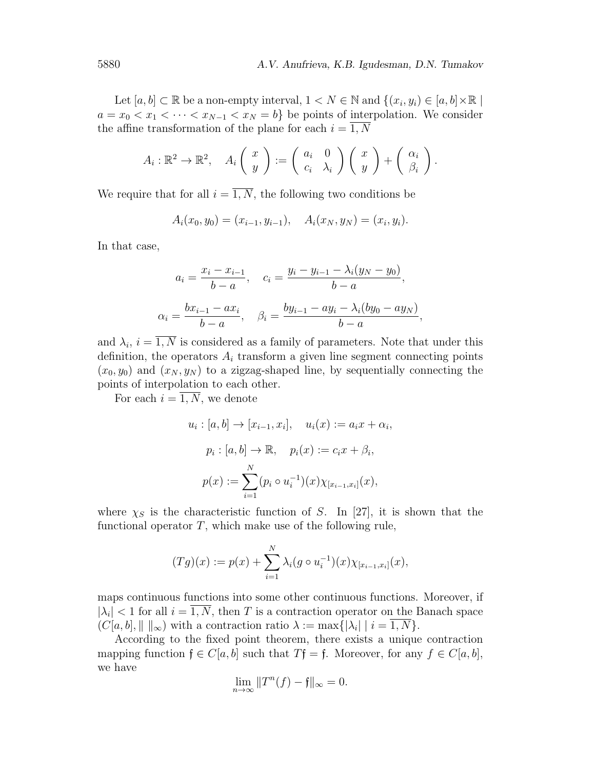Let $[a,b] \subset \mathbb{R}$ be a non-empty interval, $1 < N \in \mathbb{N}$ and $\{(x_i, y_i) \in [a,b] \times \mathbb{R} \mid a = x_0 < x_1 < \cdots < x_{N-1} < x_N = b\}$ be points of interpolation. We consider the affine transformation of the plane for each $i = \overline{1,N}$

$$A_i : \mathbb{R}^2 \to \mathbb{R}^2, \quad A_i \begin{pmatrix} x \\ y \end{pmatrix} := \begin{pmatrix} a_i & 0 \\ c_i & \lambda_i \end{pmatrix} \begin{pmatrix} x \\ y \end{pmatrix} + \begin{pmatrix} \alpha_i \\ \beta_i \end{pmatrix}.$$

We require that for all $i = \overline{1,N}$, the following two conditions be

$$A_i(x_0, y_0) = (x_{i-1}, y_{i-1}), \quad A_i(x_N, y_N) = (x_i, y_i).$$

In that case,

$$a_i = \frac{x_i - x_{i-1}}{b-a}, \quad c_i = \frac{y_i - y_{i-1} - \lambda_i(y_N - y_0)}{b-a},$$

$$\alpha_i = \frac{bx_{i-1} - ax_i}{b-a}, \quad \beta_i = \frac{by_{i-1} - ay_i - \lambda_i(by_0 - ay_N)}{b-a},$$

and $\lambda_i$, $i = \overline{1,N}$ is considered as a family of parameters. Note that under this definition, the operators $A_i$ transform a given line segment connecting points $(x_0, y_0)$ and $(x_N, y_N)$ to a zigzag-shaped line, by sequentially connecting the points of interpolation to each other.

For each $i = \overline{1,N}$, we denote

$$u_i : [a,b] \to [x_{i-1}, x_i], \quad u_i(x) := a_i x + \alpha_i,$$

$$p_i : [a,b] \to \mathbb{R}, \quad p_i(x) := c_i x + \beta_i,$$

$$p(x) := \sum_{i=1}^{N} (p_i \circ u_i^{-1})(x) \chi_{[x_{i-1}, x_i]}(x),$$

where $\chi_S$ is the characteristic function of $S$. In [27], it is shown that the functional operator $T$, which make use of the following rule,

$$(Tg)(x) := p(x) + \sum_{i=1}^{N} \lambda_i (g \circ u_i^{-1})(x) \chi_{[x_{i-1}, x_i]}(x),$$

maps continuous functions into some other continuous functions. Moreover, if $|\lambda_i| < 1$ for all $i = \overline{1,N}$, then $T$ is a contraction operator on the Banach space $(C[a,b], \|\ \|_\infty)$ with a contraction ratio $\lambda := \max\{|\lambda_i| \mid i = \overline{1,N}\}$.

According to the fixed point theorem, there exists a unique contraction mapping function $\mathfrak{f} \in C[a,b]$ such that $T\mathfrak{f} = \mathfrak{f}$. Moreover, for any $f \in C[a,b]$, we have

$$\lim_{n \to \infty} \|T^n(f) - \mathfrak{f}\|_\infty = 0.$$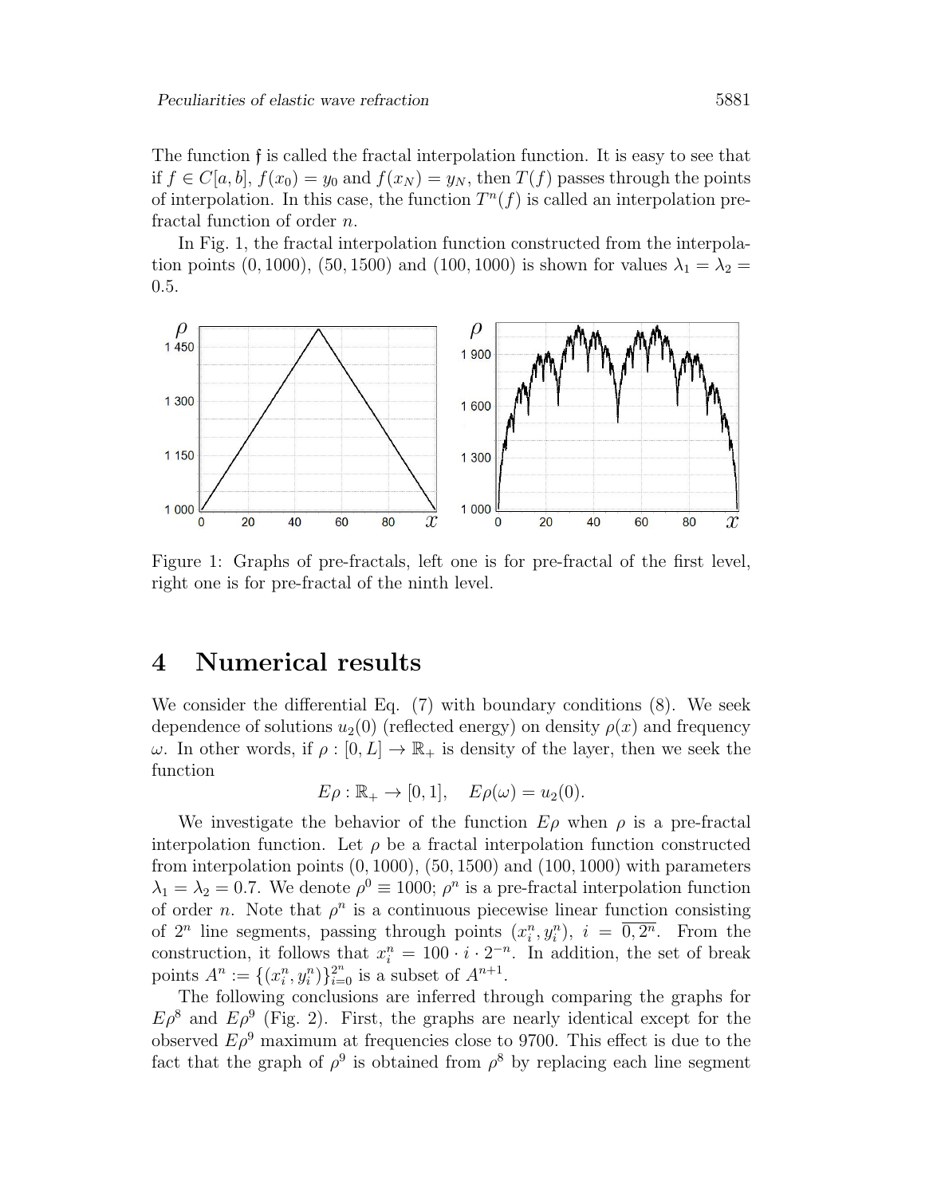The function $\mathfrak{f}$ is called the fractal interpolation function. It is easy to see that if $f \in C[a,b]$, $f(x_0) = y_0$ and $f(x_N) = y_N$, then $T(f)$ passes through the points of interpolation. In this case, the function $T^n(f)$ is called an interpolation pre-fractal function of order $n$.

In Fig. 1, the fractal interpolation function constructed from the interpolation points $(0, 1000)$, $(50, 1500)$ and $(100, 1000)$ is shown for values $\lambda_1 = \lambda_2 = 0.5$.

Figure 1: Graphs of pre-fractals, left one is for pre-fractal of the first level, right one is for pre-fractal of the ninth level.

# 4 Numerical results

We consider the differential Eq. (7) with boundary conditions (8). We seek dependence of solutions $u_2(0)$ (reflected energy) on density $\rho(x)$ and frequency $\omega$. In other words, if $\rho : [0, L] \to \mathbb{R}_+$ is density of the layer, then we seek the function

$$E\rho : \mathbb{R}_+ \to [0, 1], \quad E\rho(\omega) = u_2(0).$$

We investigate the behavior of the function $E\rho$ when $\rho$ is a pre-fractal interpolation function. Let $\rho$ be a fractal interpolation function constructed from interpolation points $(0, 1000)$, $(50, 1500)$ and $(100, 1000)$ with parameters $\lambda_1 = \lambda_2 = 0.7$. We denote $\rho^0 \equiv 1000$; $\rho^n$ is a pre-fractal interpolation function of order $n$. Note that $\rho^n$ is a continuous piecewise linear function consisting of $2^n$ line segments, passing through points $(x_i^n, y_i^n)$, $i = \overline{0, 2^n}$. From the construction, it follows that $x_i^n = 100 \cdot i \cdot 2^{-n}$. In addition, the set of break points $A^n := \{(x_i^n, y_i^n)\}_{i=0}^{2^n}$ is a subset of $A^{n+1}$.

The following conclusions are inferred through comparing the graphs for $E\rho^8$ and $E\rho^9$ (Fig. 2). First, the graphs are nearly identical except for the observed $E\rho^9$ maximum at frequencies close to 9700. This effect is due to the fact that the graph of $\rho^9$ is obtained from $\rho^8$ by replacing each line segment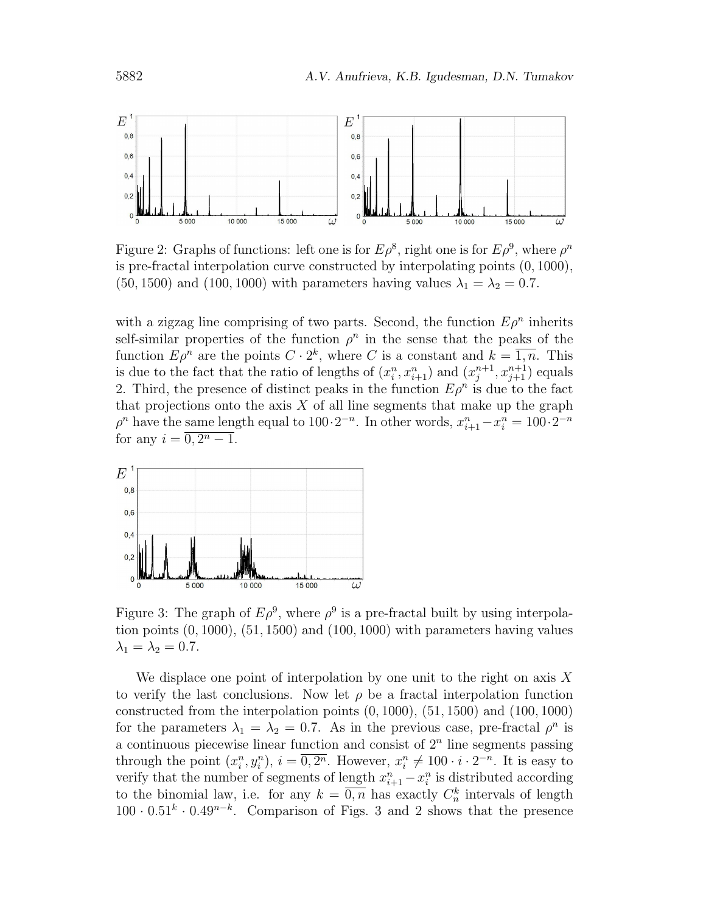Figure 2: Graphs of functions: left one is for $E\rho^8$, right one is for $E\rho^9$, where $\rho^n$ is pre-fractal interpolation curve constructed by interpolating points $(0, 1000)$, $(50, 1500)$ and $(100, 1000)$ with parameters having values $\lambda_1 = \lambda_2 = 0.7$.

with a zigzag line comprising of two parts. Second, the function $E\rho^n$ inherits self-similar properties of the function $\rho^n$ in the sense that the peaks of the function $E\rho^n$ are the points $C \cdot 2^k$, where $C$ is a constant and $k = \overline{1, n}$. This is due to the fact that the ratio of lengths of $(x_i^n, x_{i+1}^n)$ and $(x_j^{n+1}, x_{j+1}^{n+1})$ equals 2. Third, the presence of distinct peaks in the function $E\rho^n$ is due to the fact that projections onto the axis $X$ of all line segments that make up the graph $\rho^n$ have the same length equal to $100 \cdot 2^{-n}$. In other words, $x_{i+1}^n - x_i^n = 100 \cdot 2^{-n}$ for any $i = \overline{0, 2^n - 1}$.

Figure 3: The graph of $E\rho^9$, where $\rho^9$ is a pre-fractal built by using interpolation points $(0, 1000)$, $(51, 1500)$ and $(100, 1000)$ with parameters having values $\lambda_1 = \lambda_2 = 0.7$.

We displace one point of interpolation by one unit to the right on axis $X$ to verify the last conclusions. Now let $\rho$ be a fractal interpolation function constructed from the interpolation points $(0, 1000)$, $(51, 1500)$ and $(100, 1000)$ for the parameters $\lambda_1 = \lambda_2 = 0.7$. As in the previous case, pre-fractal $\rho^n$ is a continuous piecewise linear function and consist of $2^n$ line segments passing through the point $(x_i^n, y_i^n)$, $i = \overline{0, 2^n}$. However, $x_i^n \neq 100 \cdot i \cdot 2^{-n}$. It is easy to verify that the number of segments of length $x_{i+1}^n - x_i^n$ is distributed according to the binomial law, i.e. for any $k = \overline{0, n}$ has exactly $C_n^k$ intervals of length $100 \cdot 0.51^k \cdot 0.49^{n-k}$. Comparison of Figs. 3 and 2 shows that the presence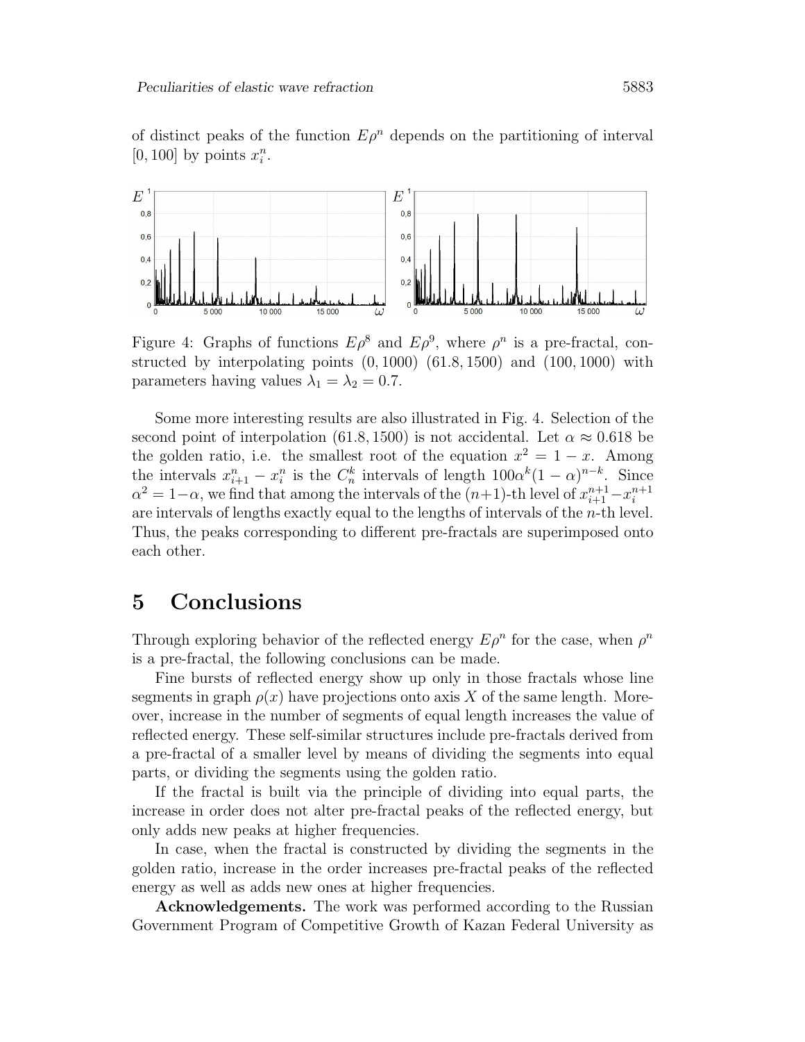of distinct peaks of the function $E\rho^n$ depends on the partitioning of interval $[0, 100]$ by points $x_i^n$.

Figure 4: Graphs of functions $E\rho^8$ and $E\rho^9$, where $\rho^n$ is a pre-fractal, constructed by interpolating points $(0, 1000)$ $(61.8, 1500)$ and $(100, 1000)$ with parameters having values $\lambda_1 = \lambda_2 = 0.7$.

Some more interesting results are also illustrated in Fig. 4. Selection of the second point of interpolation $(61.8, 1500)$ is not accidental. Let $\alpha \approx 0.618$ be the golden ratio, i.e. the smallest root of the equation $x^2 = 1 - x$. Among the intervals $x_{i+1}^n - x_i^n$ is the $C_n^k$ intervals of length $100\alpha^k(1-\alpha)^{n-k}$. Since $\alpha^2 = 1-\alpha$, we find that among the intervals of the $(n+1)$-th level of $x_{i+1}^{n+1} - x_i^{n+1}$ are intervals of lengths exactly equal to the lengths of intervals of the $n$-th level. Thus, the peaks corresponding to different pre-fractals are superimposed onto each other.

# 5 Conclusions

Through exploring behavior of the reflected energy $E\rho^n$ for the case, when $\rho^n$ is a pre-fractal, the following conclusions can be made.

Fine bursts of reflected energy show up only in those fractals whose line segments in graph $\rho(x)$ have projections onto axis $X$ of the same length. Moreover, increase in the number of segments of equal length increases the value of reflected energy. These self-similar structures include pre-fractals derived from a pre-fractal of a smaller level by means of dividing the segments into equal parts, or dividing the segments using the golden ratio.

If the fractal is built via the principle of dividing into equal parts, the increase in order does not alter pre-fractal peaks of the reflected energy, but only adds new peaks at higher frequencies.

In case, when the fractal is constructed by dividing the segments in the golden ratio, increase in the order increases pre-fractal peaks of the reflected energy as well as adds new ones at higher frequencies.

**Acknowledgements.** The work was performed according to the Russian Government Program of Competitive Growth of Kazan Federal University as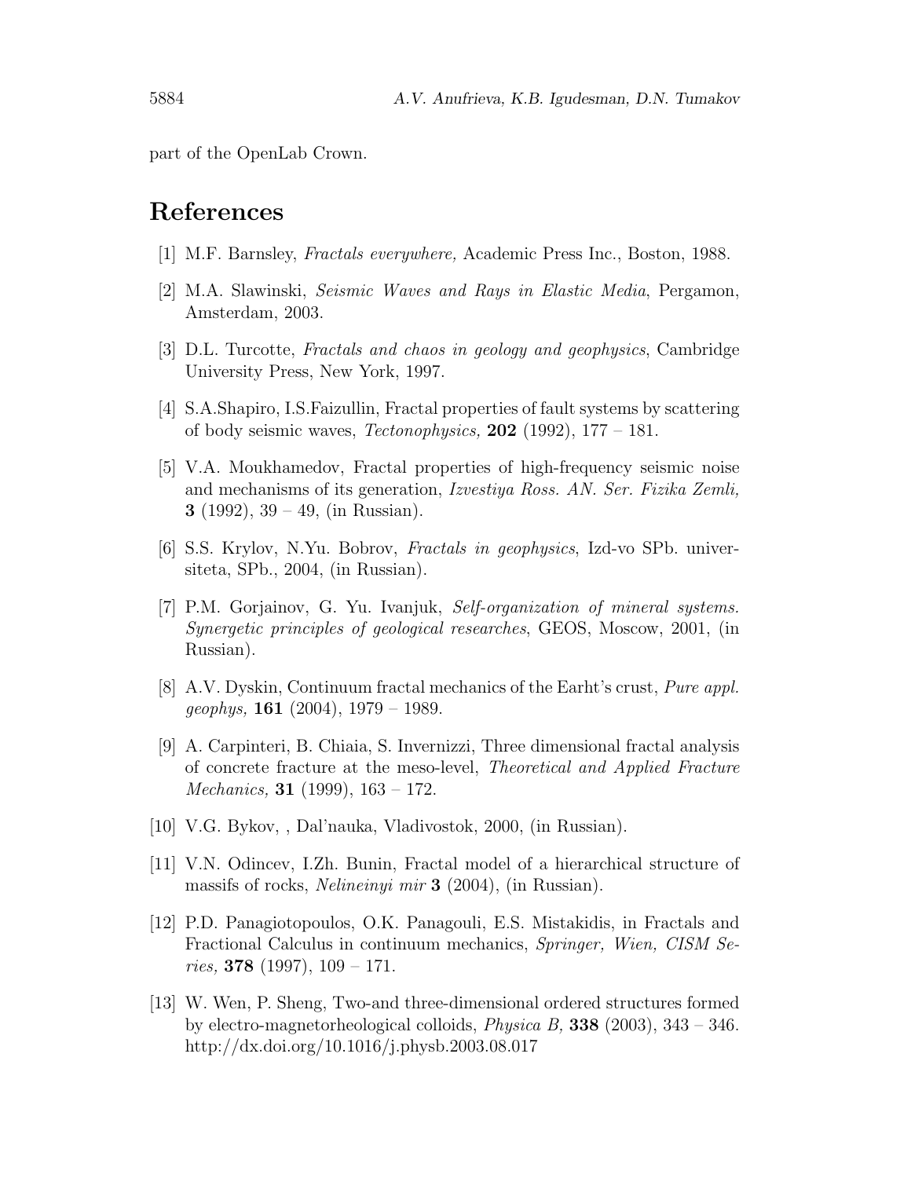part of the OpenLab Crown.

## References

[1] M.F. Barnsley, *Fractals everywhere,* Academic Press Inc., Boston, 1988.

[2] M.A. Slawinski, *Seismic Waves and Rays in Elastic Media*, Pergamon, Amsterdam, 2003.

[3] D.L. Turcotte, *Fractals and chaos in geology and geophysics*, Cambridge University Press, New York, 1997.

[4] S.A.Shapiro, I.S.Faizullin, Fractal properties of fault systems by scattering of body seismic waves, *Tectonophysics,* **202** (1992), 177 – 181.

[5] V.A. Moukhamedov, Fractal properties of high-frequency seismic noise and mechanisms of its generation, *Izvestiya Ross. AN. Ser. Fizika Zemli,* **3** (1992), 39 – 49, (in Russian).

[6] S.S. Krylov, N.Yu. Bobrov, *Fractals in geophysics*, Izd-vo SPb. universiteta, SPb., 2004, (in Russian).

[7] P.M. Gorjainov, G. Yu. Ivanjuk, *Self-organization of mineral systems. Synergetic principles of geological researches*, GEOS, Moscow, 2001, (in Russian).

[8] A.V. Dyskin, Continuum fractal mechanics of the Earht's crust, *Pure appl. geophys,* **161** (2004), 1979 – 1989.

[9] A. Carpinteri, B. Chiaia, S. Invernizzi, Three dimensional fractal analysis of concrete fracture at the meso-level, *Theoretical and Applied Fracture Mechanics,* **31** (1999), 163 – 172.

[10] V.G. Bykov, , Dal'nauka, Vladivostok, 2000, (in Russian).

[11] V.N. Odincev, I.Zh. Bunin, Fractal model of a hierarchical structure of massifs of rocks, *Nelineinyi mir* **3** (2004), (in Russian).

[12] P.D. Panagiotopoulos, O.K. Panagouli, E.S. Mistakidis, in Fractals and Fractional Calculus in continuum mechanics, *Springer, Wien, CISM Series,* **378** (1997), 109 – 171.

[13] W. Wen, P. Sheng, Two-and three-dimensional ordered structures formed by electro-magnetorheological colloids, *Physica B,* **338** (2003), 343 – 346. http://dx.doi.org/10.1016/j.physb.2003.08.017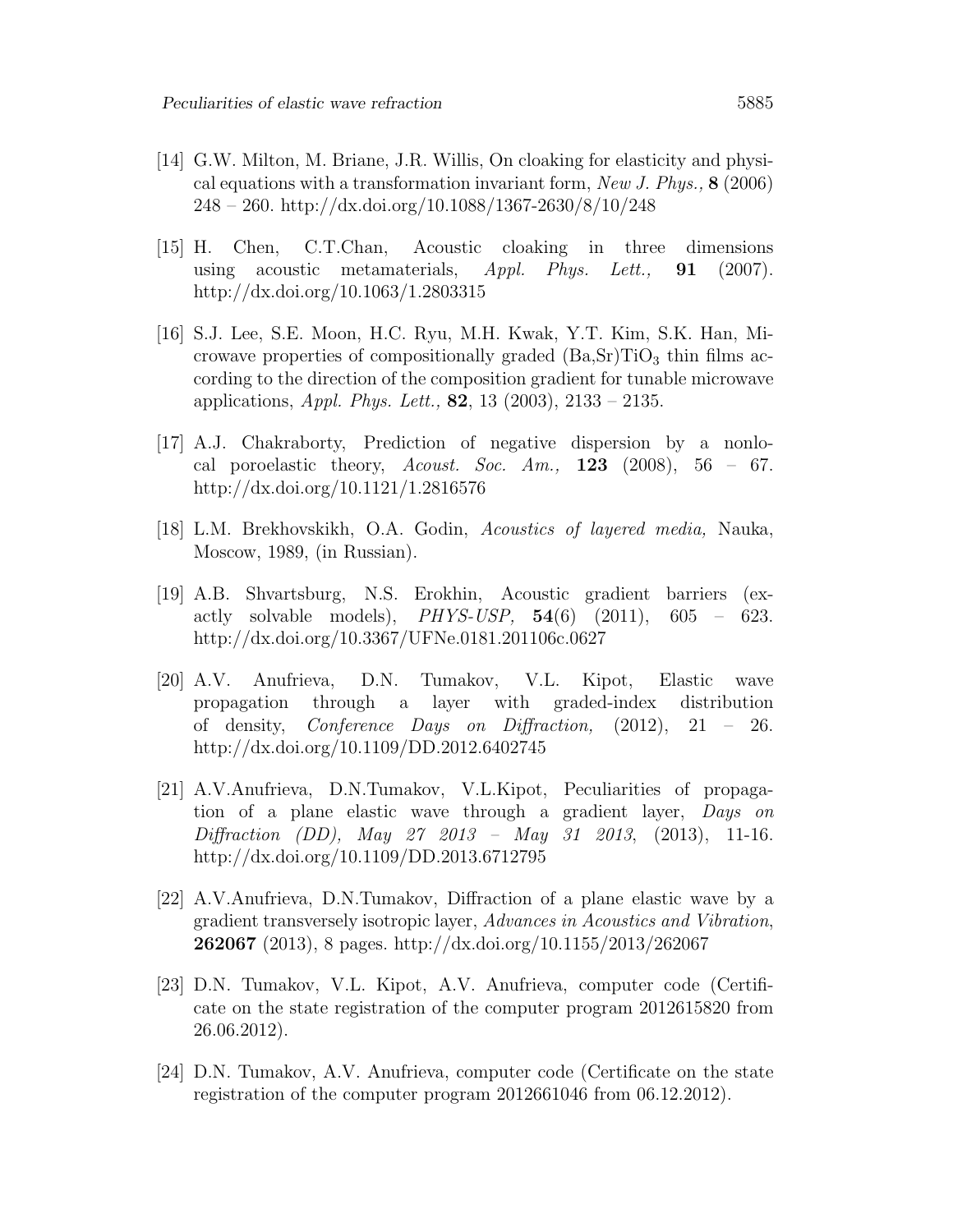[14] G.W. Milton, M. Briane, J.R. Willis, On cloaking for elasticity and physical equations with a transformation invariant form, *New J. Phys.,* **8** (2006) 248 – 260. http://dx.doi.org/10.1088/1367-2630/8/10/248

[15] H. Chen, C.T.Chan, Acoustic cloaking in three dimensions using acoustic metamaterials, *Appl. Phys. Lett.,* **91** (2007). http://dx.doi.org/10.1063/1.2803315

[16] S.J. Lee, S.E. Moon, H.C. Ryu, M.H. Kwak, Y.T. Kim, S.K. Han, Microwave properties of compositionally graded (Ba,Sr)$TiO_3$ thin films according to the direction of the composition gradient for tunable microwave applications, *Appl. Phys. Lett.,* **82**, 13 (2003), 2133 – 2135.

[17] A.J. Chakraborty, Prediction of negative dispersion by a nonlocal poroelastic theory, *Acoust. Soc. Am.,* **123** (2008), 56 – 67. http://dx.doi.org/10.1121/1.2816576

[18] L.M. Brekhovskikh, O.A. Godin, *Acoustics of layered media,* Nauka, Moscow, 1989, (in Russian).

[19] A.B. Shvartsburg, N.S. Erokhin, Acoustic gradient barriers (exactly solvable models), *PHYS-USP,* **54**(6) (2011), 605 – 623. http://dx.doi.org/10.3367/UFNe.0181.201106c.0627

[20] A.V. Anufrieva, D.N. Tumakov, V.L. Kipot, Elastic wave propagation through a layer with graded-index distribution of density, *Conference Days on Diffraction,* (2012), 21 – 26. http://dx.doi.org/10.1109/DD.2012.6402745

[21] A.V.Anufrieva, D.N.Tumakov, V.L.Kipot, Peculiarities of propagation of a plane elastic wave through a gradient layer, *Days on Diffraction (DD), May 27 2013 – May 31 2013*, (2013), 11-16. http://dx.doi.org/10.1109/DD.2013.6712795

[22] A.V.Anufrieva, D.N.Tumakov, Diffraction of a plane elastic wave by a gradient transversely isotropic layer, *Advances in Acoustics and Vibration*, **262067** (2013), 8 pages. http://dx.doi.org/10.1155/2013/262067

[23] D.N. Tumakov, V.L. Kipot, A.V. Anufrieva, computer code (Certificate on the state registration of the computer program 2012615820 from 26.06.2012).

[24] D.N. Tumakov, A.V. Anufrieva, computer code (Certificate on the state registration of the computer program 2012661046 from 06.12.2012).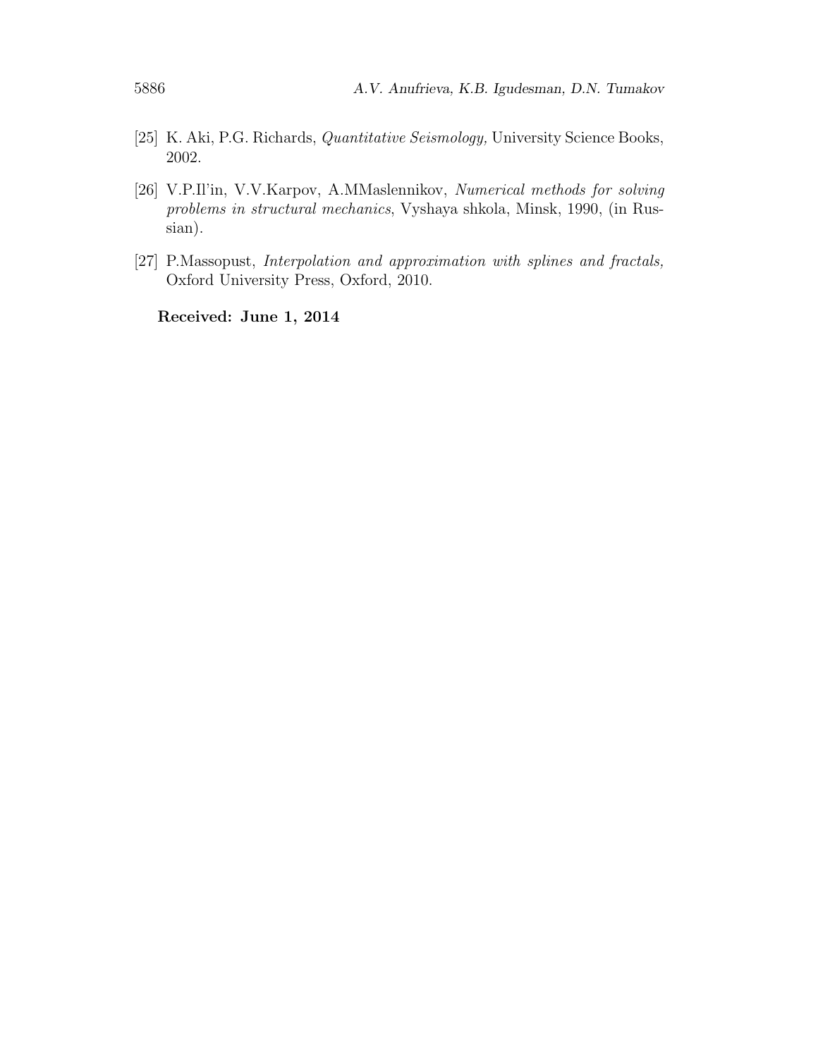[25] K. Aki, P.G. Richards, *Quantitative Seismology,* University Science Books, 2002.

[26] V.P.Il'in, V.V.Karpov, A.MMaslennikov, *Numerical methods for solving problems in structural mechanics*, Vyshaya shkola, Minsk, 1990, (in Russian).

[27] P.Massopust, *Interpolation and approximation with splines and fractals,* Oxford University Press, Oxford, 2010.

**Received: June 1, 2014**